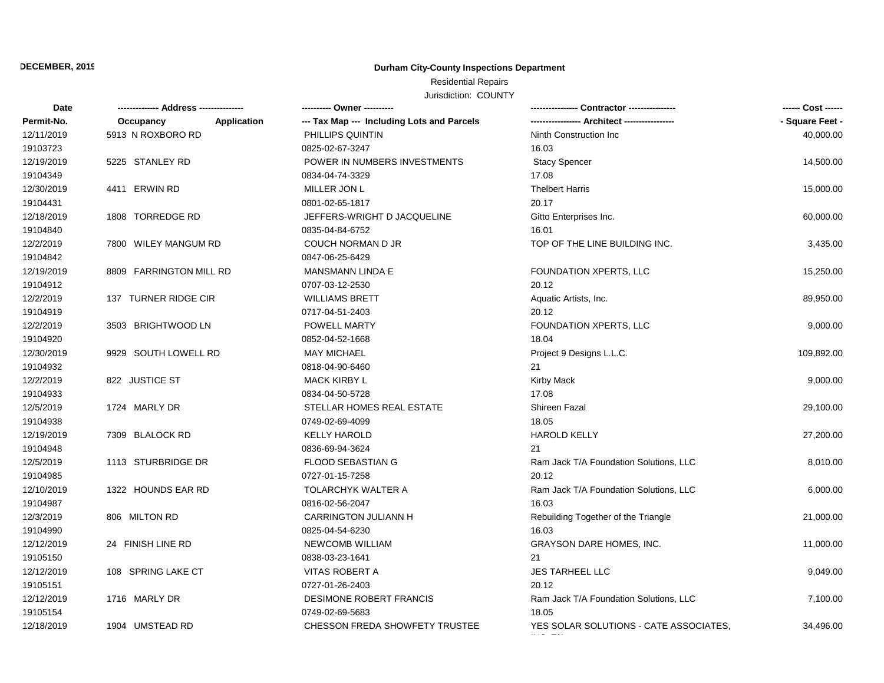DECEMBER, 2019

# Durham City-County Inspections Department

Residential Repairs

Jurisdiction: COUNTY

| Date / Permit-No. | Address / Occupancy / Application | Owner / Tax Map --- Including Lots and Parcels | Contractor / Architect | Cost / Square Feet |
|---|---|---|---|---|
| 12/11/2019<br>19103723 | 5913 N ROXBORO RD | PHILLIPS QUINTIN<br>0825-02-67-3247 | Ninth Construction Inc<br>16.03 | 40,000.00 |
| 12/19/2019<br>19104349 | 5225 STANLEY RD | POWER IN NUMBERS INVESTMENTS<br>0834-04-74-3329 | Stacy Spencer<br>17.08 | 14,500.00 |
| 12/30/2019<br>19104431 | 4411 ERWIN RD | MILLER JON L<br>0801-02-65-1817 | Thelbert Harris<br>20.17 | 15,000.00 |
| 12/18/2019<br>19104840 | 1808 TORREDGE RD | JEFFERS-WRIGHT D JACQUELINE<br>0835-04-84-6752 | Gitto Enterprises Inc.<br>16.01 | 60,000.00 |
| 12/2/2019<br>19104842 | 7800 WILEY MANGUM RD | COUCH NORMAN D JR<br>0847-06-25-6429 | TOP OF THE LINE BUILDING INC. | 3,435.00 |
| 12/19/2019<br>19104912 | 8809 FARRINGTON MILL RD | MANSMANN LINDA E<br>0707-03-12-2530 | FOUNDATION XPERTS, LLC<br>20.12 | 15,250.00 |
| 12/2/2019<br>19104919 | 137 TURNER RIDGE CIR | WILLIAMS BRETT<br>0717-04-51-2403 | Aquatic Artists, Inc.<br>20.12 | 89,950.00 |
| 12/2/2019<br>19104920 | 3503 BRIGHTWOOD LN | POWELL MARTY<br>0852-04-52-1668 | FOUNDATION XPERTS, LLC<br>18.04 | 9,000.00 |
| 12/30/2019<br>19104932 | 9929 SOUTH LOWELL RD | MAY MICHAEL<br>0818-04-90-6460 | Project 9 Designs L.L.C.<br>21 | 109,892.00 |
| 12/2/2019<br>19104933 | 822 JUSTICE ST | MACK KIRBY L<br>0834-04-50-5728 | Kirby Mack<br>17.08 | 9,000.00 |
| 12/5/2019<br>19104938 | 1724 MARLY DR | STELLAR HOMES REAL ESTATE<br>0749-02-69-4099 | Shireen Fazal<br>18.05 | 29,100.00 |
| 12/19/2019<br>19104948 | 7309 BLALOCK RD | KELLY HAROLD<br>0836-69-94-3624 | HAROLD KELLY<br>21 | 27,200.00 |
| 12/5/2019<br>19104985 | 1113 STURBRIDGE DR | FLOOD SEBASTIAN G<br>0727-01-15-7258 | Ram Jack T/A Foundation Solutions, LLC<br>20.12 | 8,010.00 |
| 12/10/2019<br>19104987 | 1322 HOUNDS EAR RD | TOLARCHYK WALTER A<br>0816-02-56-2047 | Ram Jack T/A Foundation Solutions, LLC<br>16.03 | 6,000.00 |
| 12/3/2019<br>19104990 | 806 MILTON RD | CARRINGTON JULIANN H<br>0825-04-54-6230 | Rebuilding Together of the Triangle<br>16.03 | 21,000.00 |
| 12/12/2019<br>19105150 | 24 FINISH LINE RD | NEWCOMB WILLIAM<br>0838-03-23-1641 | GRAYSON DARE HOMES, INC.<br>21 | 11,000.00 |
| 12/12/2019<br>19105151 | 108 SPRING LAKE CT | VITAS ROBERT A<br>0727-01-26-2403 | JES TARHEEL LLC<br>20.12 | 9,049.00 |
| 12/12/2019<br>19105154 | 1716 MARLY DR | DESIMONE ROBERT FRANCIS<br>0749-02-69-5683 | Ram Jack T/A Foundation Solutions, LLC<br>18.05 | 7,100.00 |
| 12/18/2019 | 1904 UMSTEAD RD | CHESSON FREDA SHOWFETY TRUSTEE | YES SOLAR SOLUTIONS - CATE ASSOCIATES, | 34,496.00 |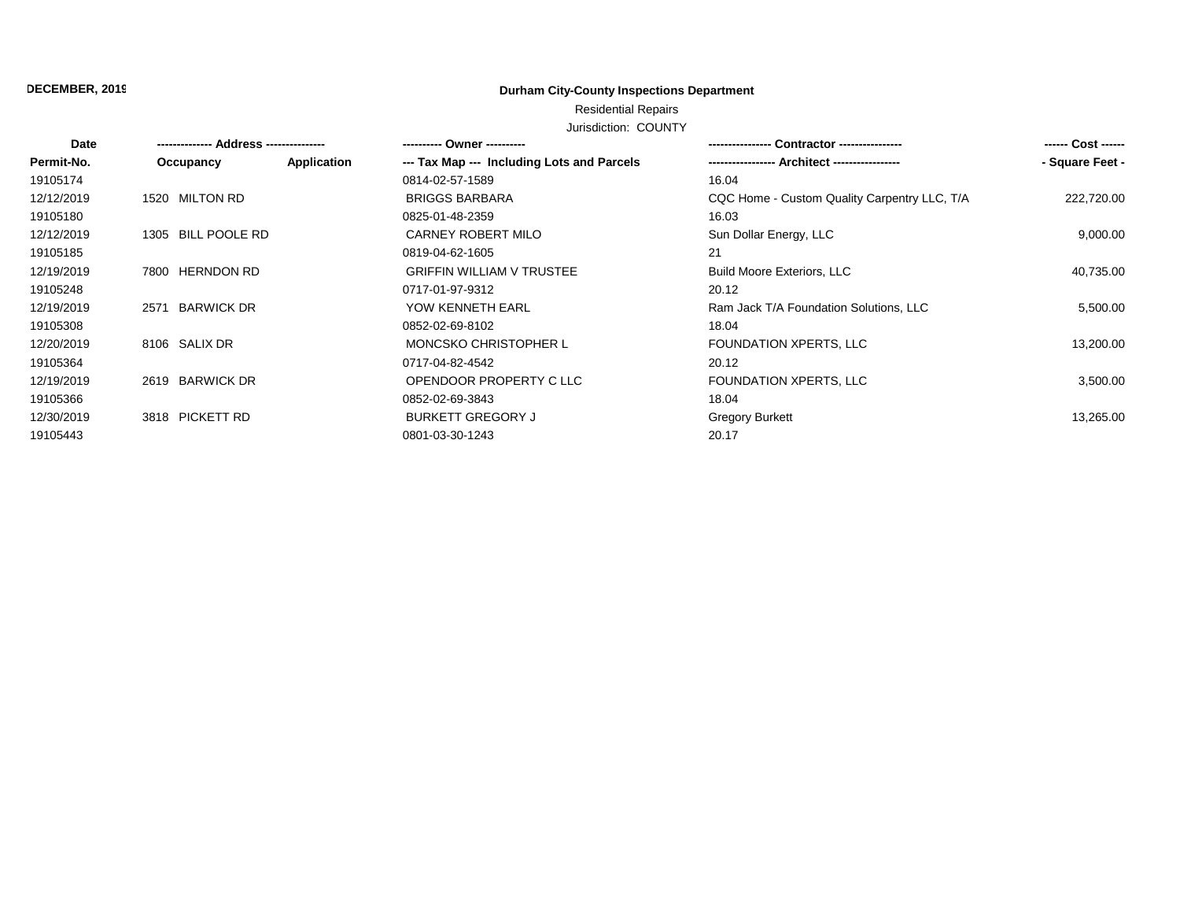DECEMBER, 2019

## Durham City-County Inspections Department

Residential Repairs

Jurisdiction: COUNTY

| Date | -------------- Address --------------- | | ---------- Owner ---------- | ---------------- Contractor ---------------- | ------ Cost ------ |
|---|---|---|---|---|---|
| Permit-No. | Occupancy | Application | --- Tax Map --- Including Lots and Parcels | ----------------- Architect ----------------- | - Square Feet - |
| 19105174 | | | 0814-02-57-1589 | 16.04 | |
| 12/12/2019 | 1520 MILTON RD | | BRIGGS BARBARA | CQC Home - Custom Quality Carpentry LLC, T/A | 222,720.00 |
| 19105180 | | | 0825-01-48-2359 | 16.03 | |
| 12/12/2019 | 1305 BILL POOLE RD | | CARNEY ROBERT MILO | Sun Dollar Energy, LLC | 9,000.00 |
| 19105185 | | | 0819-04-62-1605 | 21 | |
| 12/19/2019 | 7800 HERNDON RD | | GRIFFIN WILLIAM V TRUSTEE | Build Moore Exteriors, LLC | 40,735.00 |
| 19105248 | | | 0717-01-97-9312 | 20.12 | |
| 12/19/2019 | 2571 BARWICK DR | | YOW KENNETH EARL | Ram Jack T/A Foundation Solutions, LLC | 5,500.00 |
| 19105308 | | | 0852-02-69-8102 | 18.04 | |
| 12/20/2019 | 8106 SALIX DR | | MONCSKO CHRISTOPHER L | FOUNDATION XPERTS, LLC | 13,200.00 |
| 19105364 | | | 0717-04-82-4542 | 20.12 | |
| 12/19/2019 | 2619 BARWICK DR | | OPENDOOR PROPERTY C LLC | FOUNDATION XPERTS, LLC | 3,500.00 |
| 19105366 | | | 0852-02-69-3843 | 18.04 | |
| 12/30/2019 | 3818 PICKETT RD | | BURKETT GREGORY J | Gregory Burkett | 13,265.00 |
| 19105443 | | | 0801-03-30-1243 | 20.17 | |